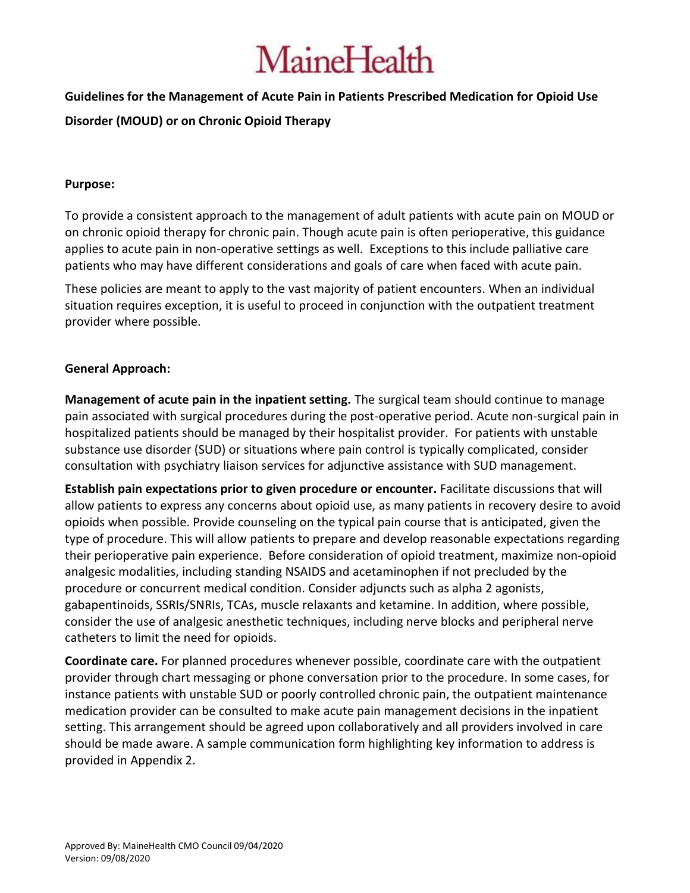# MaineHealth

**Guidelines for the Management of Acute Pain in Patients Prescribed Medication for Opioid Use Disorder (MOUD) or on Chronic Opioid Therapy**

**Purpose:**

To provide a consistent approach to the management of adult patients with acute pain on MOUD or on chronic opioid therapy for chronic pain. Though acute pain is often perioperative, this guidance applies to acute pain in non-operative settings as well. Exceptions to this include palliative care patients who may have different considerations and goals of care when faced with acute pain.

These policies are meant to apply to the vast majority of patient encounters. When an individual situation requires exception, it is useful to proceed in conjunction with the outpatient treatment provider where possible.

**General Approach:**

**Management of acute pain in the inpatient setting.** The surgical team should continue to manage pain associated with surgical procedures during the post-operative period. Acute non-surgical pain in hospitalized patients should be managed by their hospitalist provider. For patients with unstable substance use disorder (SUD) or situations where pain control is typically complicated, consider consultation with psychiatry liaison services for adjunctive assistance with SUD management.

**Establish pain expectations prior to given procedure or encounter.** Facilitate discussions that will allow patients to express any concerns about opioid use, as many patients in recovery desire to avoid opioids when possible. Provide counseling on the typical pain course that is anticipated, given the type of procedure. This will allow patients to prepare and develop reasonable expectations regarding their perioperative pain experience. Before consideration of opioid treatment, maximize non-opioid analgesic modalities, including standing NSAIDS and acetaminophen if not precluded by the procedure or concurrent medical condition. Consider adjuncts such as alpha 2 agonists, gabapentinoids, SSRIs/SNRIs, TCAs, muscle relaxants and ketamine. In addition, where possible, consider the use of analgesic anesthetic techniques, including nerve blocks and peripheral nerve catheters to limit the need for opioids.

**Coordinate care.** For planned procedures whenever possible, coordinate care with the outpatient provider through chart messaging or phone conversation prior to the procedure. In some cases, for instance patients with unstable SUD or poorly controlled chronic pain, the outpatient maintenance medication provider can be consulted to make acute pain management decisions in the inpatient setting. This arrangement should be agreed upon collaboratively and all providers involved in care should be made aware. A sample communication form highlighting key information to address is provided in Appendix 2.

Approved By: MaineHealth CMO Council 09/04/2020
Version: 09/08/2020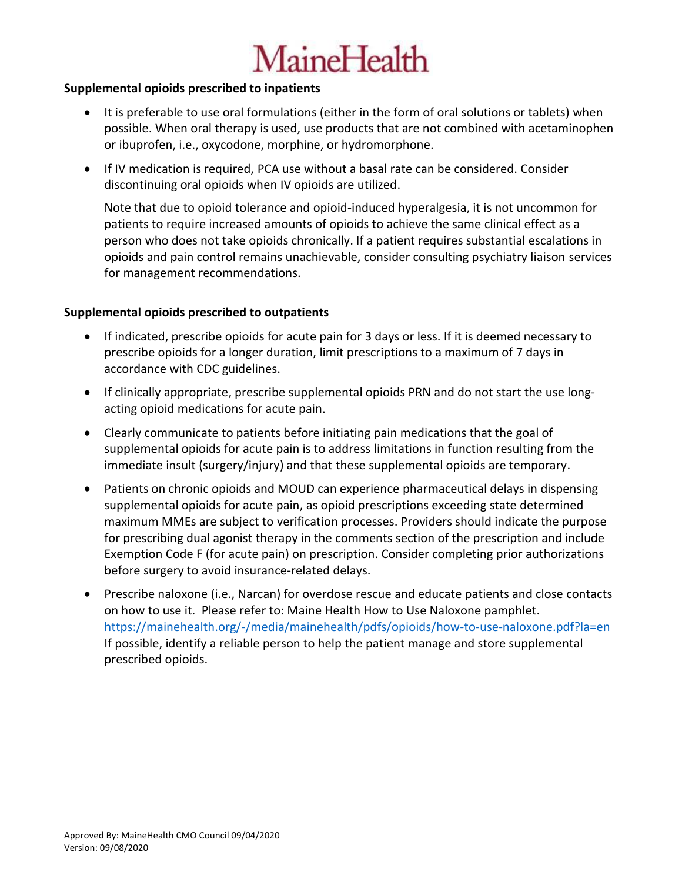**Supplemental opioids prescribed to inpatients**

- It is preferable to use oral formulations (either in the form of oral solutions or tablets) when possible. When oral therapy is used, use products that are not combined with acetaminophen or ibuprofen, i.e., oxycodone, morphine, or hydromorphone.
- If IV medication is required, PCA use without a basal rate can be considered. Consider discontinuing oral opioids when IV opioids are utilized.

  Note that due to opioid tolerance and opioid-induced hyperalgesia, it is not uncommon for patients to require increased amounts of opioids to achieve the same clinical effect as a person who does not take opioids chronically. If a patient requires substantial escalations in opioids and pain control remains unachievable, consider consulting psychiatry liaison services for management recommendations.

**Supplemental opioids prescribed to outpatients**

- If indicated, prescribe opioids for acute pain for 3 days or less. If it is deemed necessary to prescribe opioids for a longer duration, limit prescriptions to a maximum of 7 days in accordance with CDC guidelines.
- If clinically appropriate, prescribe supplemental opioids PRN and do not start the use long-acting opioid medications for acute pain.
- Clearly communicate to patients before initiating pain medications that the goal of supplemental opioids for acute pain is to address limitations in function resulting from the immediate insult (surgery/injury) and that these supplemental opioids are temporary.
- Patients on chronic opioids and MOUD can experience pharmaceutical delays in dispensing supplemental opioids for acute pain, as opioid prescriptions exceeding state determined maximum MMEs are subject to verification processes. Providers should indicate the purpose for prescribing dual agonist therapy in the comments section of the prescription and include Exemption Code F (for acute pain) on prescription. Consider completing prior authorizations before surgery to avoid insurance-related delays.
- Prescribe naloxone (i.e., Narcan) for overdose rescue and educate patients and close contacts on how to use it. Please refer to: Maine Health How to Use Naloxone pamphlet. https://mainehealth.org/-/media/mainehealth/pdfs/opioids/how-to-use-naloxone.pdf?la=en If possible, identify a reliable person to help the patient manage and store supplemental prescribed opioids.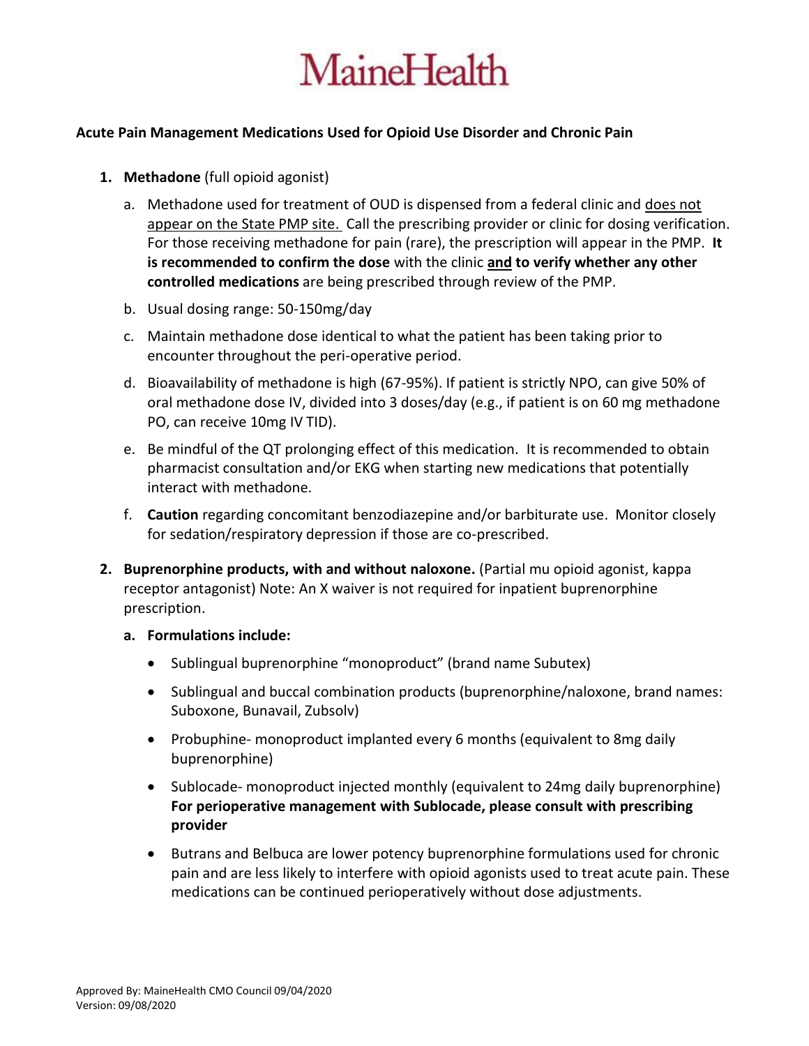# MaineHealth

**Acute Pain Management Medications Used for Opioid Use Disorder and Chronic Pain**

1. **Methadone** (full opioid agonist)

   a. Methadone used for treatment of OUD is dispensed from a federal clinic and <u>does not appear on the State PMP site.</u> Call the prescribing provider or clinic for dosing verification. For those receiving methadone for pain (rare), the prescription will appear in the PMP. **It is recommended to confirm the dose** with the clinic **<u>and</u> to verify whether any other controlled medications** are being prescribed through review of the PMP.

   b. Usual dosing range: 50-150mg/day

   c. Maintain methadone dose identical to what the patient has been taking prior to encounter throughout the peri-operative period.

   d. Bioavailability of methadone is high (67-95%). If patient is strictly NPO, can give 50% of oral methadone dose IV, divided into 3 doses/day (e.g., if patient is on 60 mg methadone PO, can receive 10mg IV TID).

   e. Be mindful of the QT prolonging effect of this medication. It is recommended to obtain pharmacist consultation and/or EKG when starting new medications that potentially interact with methadone.

   f. **Caution** regarding concomitant benzodiazepine and/or barbiturate use. Monitor closely for sedation/respiratory depression if those are co-prescribed.

2. **Buprenorphine products, with and without naloxone.** (Partial mu opioid agonist, kappa receptor antagonist) Note: An X waiver is not required for inpatient buprenorphine prescription.

   a. **Formulations include:**

      - Sublingual buprenorphine "monoproduct" (brand name Subutex)
      - Sublingual and buccal combination products (buprenorphine/naloxone, brand names: Suboxone, Bunavail, Zubsolv)
      - Probuphine- monoproduct implanted every 6 months (equivalent to 8mg daily buprenorphine)
      - Sublocade- monoproduct injected monthly (equivalent to 24mg daily buprenorphine) **For perioperative management with Sublocade, please consult with prescribing provider**
      - Butrans and Belbuca are lower potency buprenorphine formulations used for chronic pain and are less likely to interfere with opioid agonists used to treat acute pain. These medications can be continued perioperatively without dose adjustments.

Approved By: MaineHealth CMO Council 09/04/2020
Version: 09/08/2020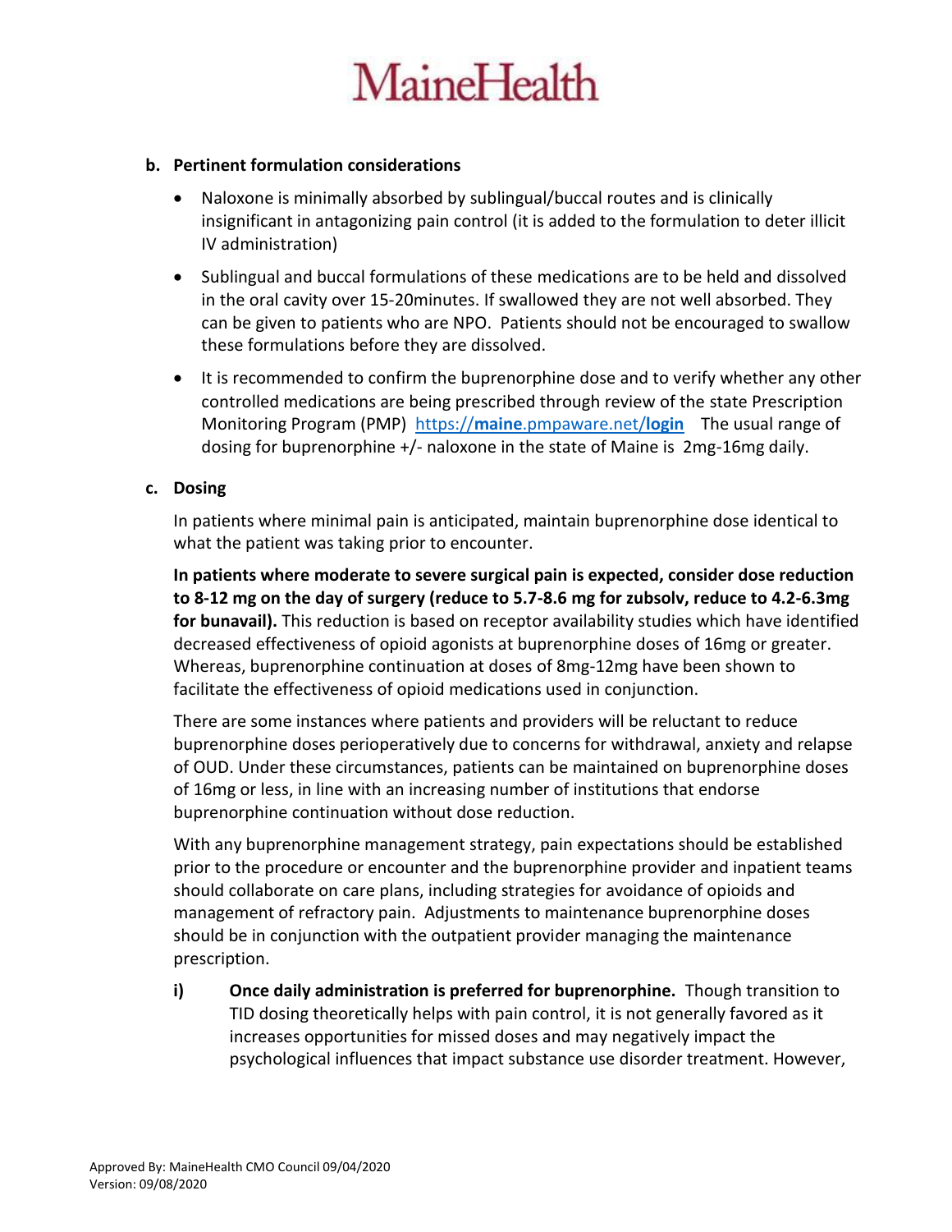**b. Pertinent formulation considerations**

- Naloxone is minimally absorbed by sublingual/buccal routes and is clinically insignificant in antagonizing pain control (it is added to the formulation to deter illicit IV administration)
- Sublingual and buccal formulations of these medications are to be held and dissolved in the oral cavity over 15-20minutes. If swallowed they are not well absorbed. They can be given to patients who are NPO. Patients should not be encouraged to swallow these formulations before they are dissolved.
- It is recommended to confirm the buprenorphine dose and to verify whether any other controlled medications are being prescribed through review of the state Prescription Monitoring Program (PMP) [https://**maine**.pmpaware.net/**login**](https://maine.pmpaware.net/login) The usual range of dosing for buprenorphine +/- naloxone in the state of Maine is 2mg-16mg daily.

**c. Dosing**

In patients where minimal pain is anticipated, maintain buprenorphine dose identical to what the patient was taking prior to encounter.

**In patients where moderate to severe surgical pain is expected, consider dose reduction to 8-12 mg on the day of surgery (reduce to 5.7-8.6 mg for zubsolv, reduce to 4.2-6.3mg for bunavail).** This reduction is based on receptor availability studies which have identified decreased effectiveness of opioid agonists at buprenorphine doses of 16mg or greater. Whereas, buprenorphine continuation at doses of 8mg-12mg have been shown to facilitate the effectiveness of opioid medications used in conjunction.

There are some instances where patients and providers will be reluctant to reduce buprenorphine doses perioperatively due to concerns for withdrawal, anxiety and relapse of OUD. Under these circumstances, patients can be maintained on buprenorphine doses of 16mg or less, in line with an increasing number of institutions that endorse buprenorphine continuation without dose reduction.

With any buprenorphine management strategy, pain expectations should be established prior to the procedure or encounter and the buprenorphine provider and inpatient teams should collaborate on care plans, including strategies for avoidance of opioids and management of refractory pain. Adjustments to maintenance buprenorphine doses should be in conjunction with the outpatient provider managing the maintenance prescription.

i) **Once daily administration is preferred for buprenorphine.** Though transition to TID dosing theoretically helps with pain control, it is not generally favored as it increases opportunities for missed doses and may negatively impact the psychological influences that impact substance use disorder treatment. However,

Approved By: MaineHealth CMO Council 09/04/2020
Version: 09/08/2020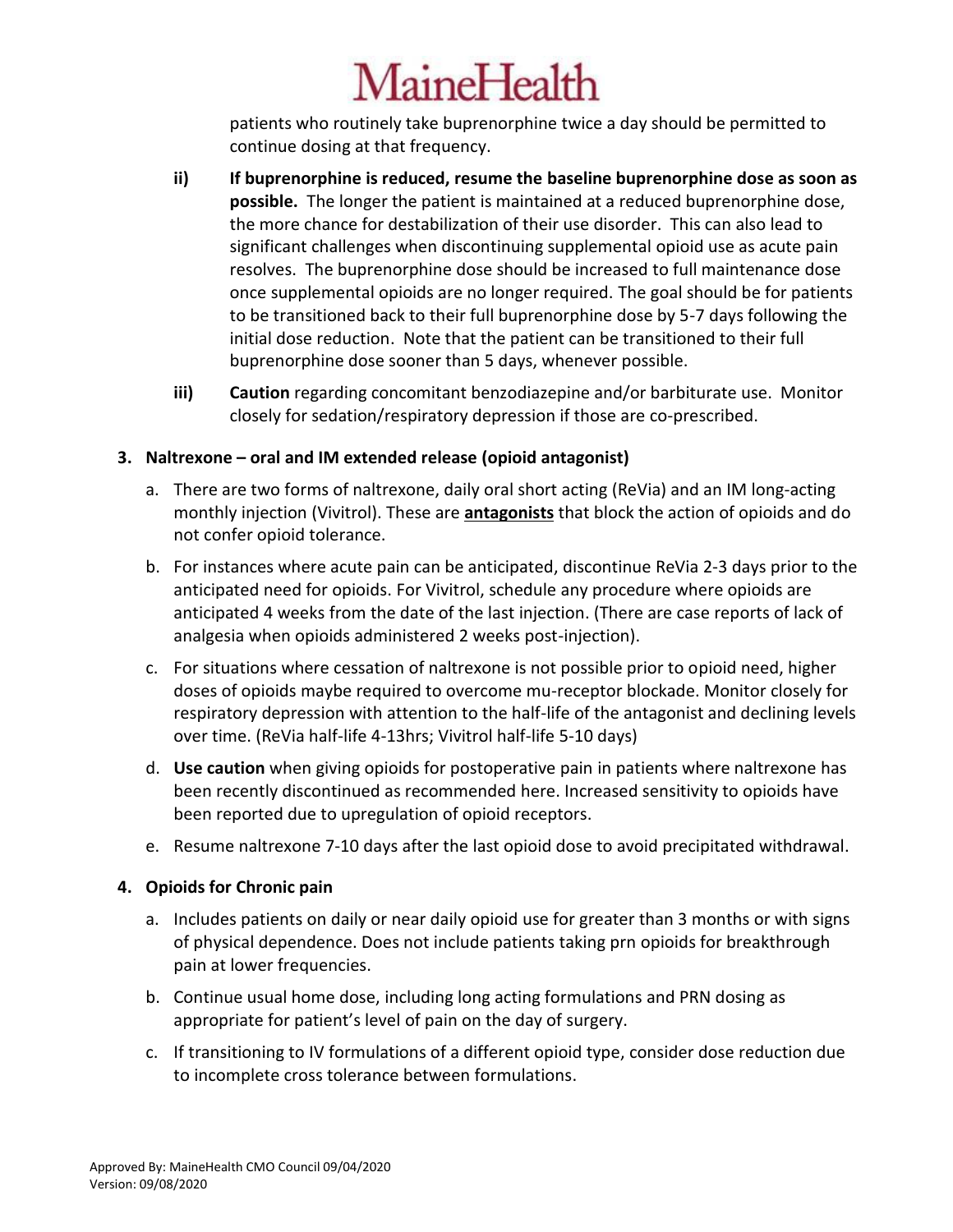patients who routinely take buprenorphine twice a day should be permitted to continue dosing at that frequency.

ii) **If buprenorphine is reduced, resume the baseline buprenorphine dose as soon as possible.** The longer the patient is maintained at a reduced buprenorphine dose, the more chance for destabilization of their use disorder. This can also lead to significant challenges when discontinuing supplemental opioid use as acute pain resolves. The buprenorphine dose should be increased to full maintenance dose once supplemental opioids are no longer required. The goal should be for patients to be transitioned back to their full buprenorphine dose by 5-7 days following the initial dose reduction. Note that the patient can be transitioned to their full buprenorphine dose sooner than 5 days, whenever possible.

iii) **Caution** regarding concomitant benzodiazepine and/or barbiturate use. Monitor closely for sedation/respiratory depression if those are co-prescribed.

**3. Naltrexone – oral and IM extended release (opioid antagonist)**

a. There are two forms of naltrexone, daily oral short acting (ReVia) and an IM long-acting monthly injection (Vivitrol). These are **antagonists** that block the action of opioids and do not confer opioid tolerance.

b. For instances where acute pain can be anticipated, discontinue ReVia 2-3 days prior to the anticipated need for opioids. For Vivitrol, schedule any procedure where opioids are anticipated 4 weeks from the date of the last injection. (There are case reports of lack of analgesia when opioids administered 2 weeks post-injection).

c. For situations where cessation of naltrexone is not possible prior to opioid need, higher doses of opioids maybe required to overcome mu-receptor blockade. Monitor closely for respiratory depression with attention to the half-life of the antagonist and declining levels over time. (ReVia half-life 4-13hrs; Vivitrol half-life 5-10 days)

d. **Use caution** when giving opioids for postoperative pain in patients where naltrexone has been recently discontinued as recommended here. Increased sensitivity to opioids have been reported due to upregulation of opioid receptors.

e. Resume naltrexone 7-10 days after the last opioid dose to avoid precipitated withdrawal.

**4. Opioids for Chronic pain**

a. Includes patients on daily or near daily opioid use for greater than 3 months or with signs of physical dependence. Does not include patients taking prn opioids for breakthrough pain at lower frequencies.

b. Continue usual home dose, including long acting formulations and PRN dosing as appropriate for patient's level of pain on the day of surgery.

c. If transitioning to IV formulations of a different opioid type, consider dose reduction due to incomplete cross tolerance between formulations.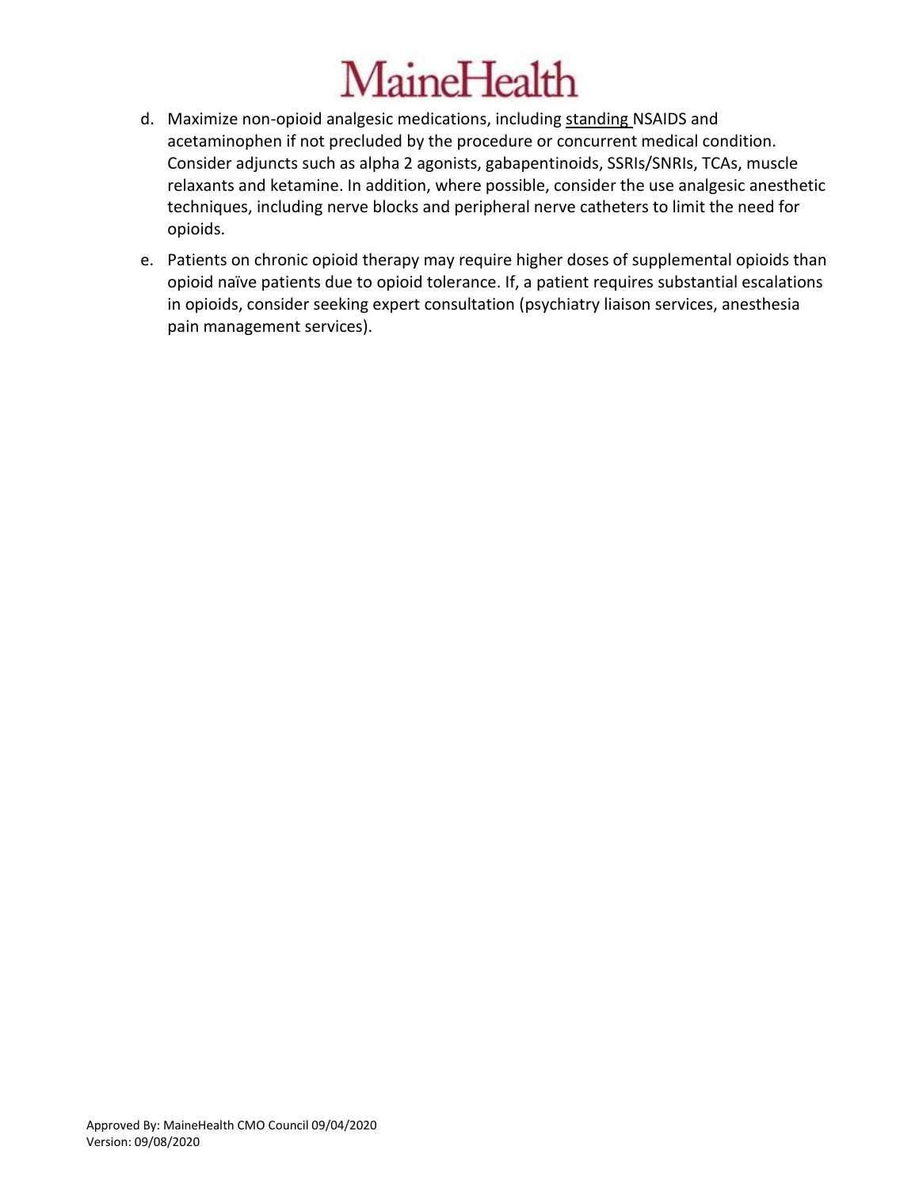d. Maximize non-opioid analgesic medications, including <u>standing</u> NSAIDS and acetaminophen if not precluded by the procedure or concurrent medical condition. Consider adjuncts such as alpha 2 agonists, gabapentinoids, SSRIs/SNRIs, TCAs, muscle relaxants and ketamine. In addition, where possible, consider the use analgesic anesthetic techniques, including nerve blocks and peripheral nerve catheters to limit the need for opioids.

e. Patients on chronic opioid therapy may require higher doses of supplemental opioids than opioid naïve patients due to opioid tolerance. If, a patient requires substantial escalations in opioids, consider seeking expert consultation (psychiatry liaison services, anesthesia pain management services).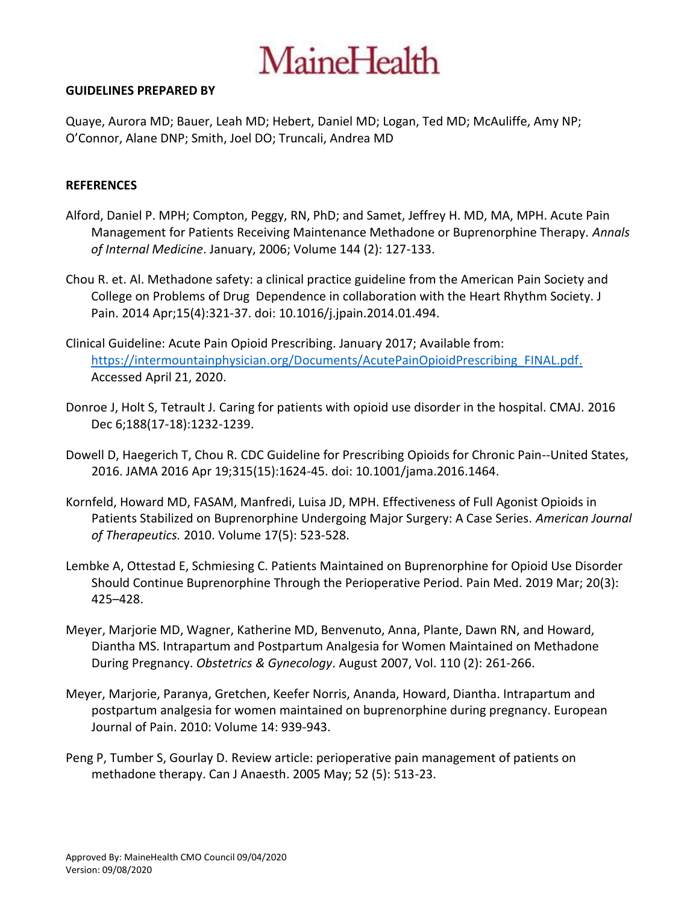## GUIDELINES PREPARED BY

Quaye, Aurora MD; Bauer, Leah MD; Hebert, Daniel MD; Logan, Ted MD; McAuliffe, Amy NP; O'Connor, Alane DNP; Smith, Joel DO; Truncali, Andrea MD

## REFERENCES

Alford, Daniel P. MPH; Compton, Peggy, RN, PhD; and Samet, Jeffrey H. MD, MA, MPH. Acute Pain Management for Patients Receiving Maintenance Methadone or Buprenorphine Therapy. *Annals of Internal Medicine*. January, 2006; Volume 144 (2): 127-133.

Chou R. et. Al. Methadone safety: a clinical practice guideline from the American Pain Society and College on Problems of Drug Dependence in collaboration with the Heart Rhythm Society. J Pain. 2014 Apr;15(4):321-37. doi: 10.1016/j.jpain.2014.01.494.

Clinical Guideline: Acute Pain Opioid Prescribing. January 2017; Available from: https://intermountainphysician.org/Documents/AcutePainOpioidPrescribing_FINAL.pdf. Accessed April 21, 2020.

Donroe J, Holt S, Tetrault J. Caring for patients with opioid use disorder in the hospital. CMAJ. 2016 Dec 6;188(17-18):1232-1239.

Dowell D, Haegerich T, Chou R. CDC Guideline for Prescribing Opioids for Chronic Pain--United States, 2016. JAMA 2016 Apr 19;315(15):1624-45. doi: 10.1001/jama.2016.1464.

Kornfeld, Howard MD, FASAM, Manfredi, Luisa JD, MPH. Effectiveness of Full Agonist Opioids in Patients Stabilized on Buprenorphine Undergoing Major Surgery: A Case Series. *American Journal of Therapeutics.* 2010. Volume 17(5): 523-528.

Lembke A, Ottestad E, Schmiesing C. Patients Maintained on Buprenorphine for Opioid Use Disorder Should Continue Buprenorphine Through the Perioperative Period. Pain Med. 2019 Mar; 20(3): 425–428.

Meyer, Marjorie MD, Wagner, Katherine MD, Benvenuto, Anna, Plante, Dawn RN, and Howard, Diantha MS. Intrapartum and Postpartum Analgesia for Women Maintained on Methadone During Pregnancy. *Obstetrics & Gynecology*. August 2007, Vol. 110 (2): 261-266.

Meyer, Marjorie, Paranya, Gretchen, Keefer Norris, Ananda, Howard, Diantha. Intrapartum and postpartum analgesia for women maintained on buprenorphine during pregnancy. European Journal of Pain. 2010: Volume 14: 939-943.

Peng P, Tumber S, Gourlay D. Review article: perioperative pain management of patients on methadone therapy. Can J Anaesth. 2005 May; 52 (5): 513-23.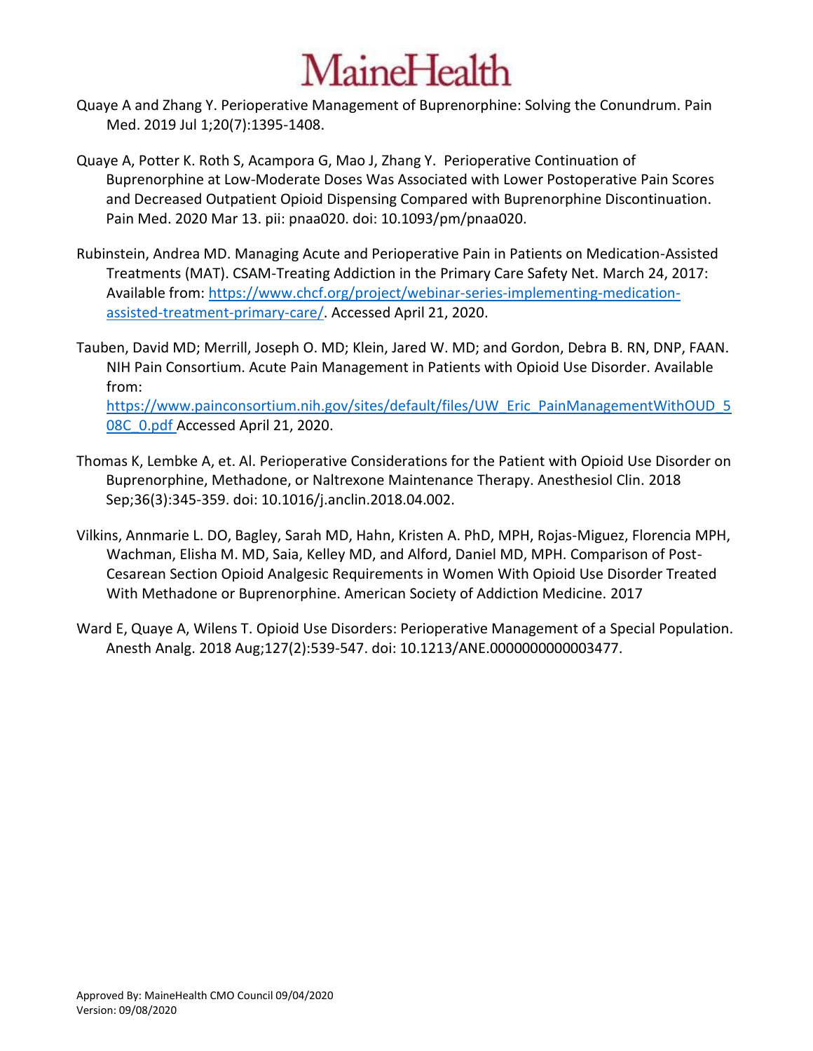Quaye A and Zhang Y. Perioperative Management of Buprenorphine: Solving the Conundrum. Pain Med. 2019 Jul 1;20(7):1395-1408.

Quaye A, Potter K. Roth S, Acampora G, Mao J, Zhang Y. Perioperative Continuation of Buprenorphine at Low-Moderate Doses Was Associated with Lower Postoperative Pain Scores and Decreased Outpatient Opioid Dispensing Compared with Buprenorphine Discontinuation. Pain Med. 2020 Mar 13. pii: pnaa020. doi: 10.1093/pm/pnaa020.

Rubinstein, Andrea MD. Managing Acute and Perioperative Pain in Patients on Medication-Assisted Treatments (MAT). CSAM-Treating Addiction in the Primary Care Safety Net. March 24, 2017: Available from: https://www.chcf.org/project/webinar-series-implementing-medication-assisted-treatment-primary-care/. Accessed April 21, 2020.

Tauben, David MD; Merrill, Joseph O. MD; Klein, Jared W. MD; and Gordon, Debra B. RN, DNP, FAAN. NIH Pain Consortium. Acute Pain Management in Patients with Opioid Use Disorder. Available from: https://www.painconsortium.nih.gov/sites/default/files/UW_Eric_PainManagementWithOUD_508C_0.pdf Accessed April 21, 2020.

Thomas K, Lembke A, et. Al. Perioperative Considerations for the Patient with Opioid Use Disorder on Buprenorphine, Methadone, or Naltrexone Maintenance Therapy. Anesthesiol Clin. 2018 Sep;36(3):345-359. doi: 10.1016/j.anclin.2018.04.002.

Vilkins, Annmarie L. DO, Bagley, Sarah MD, Hahn, Kristen A. PhD, MPH, Rojas-Miguez, Florencia MPH, Wachman, Elisha M. MD, Saia, Kelley MD, and Alford, Daniel MD, MPH. Comparison of Post-Cesarean Section Opioid Analgesic Requirements in Women With Opioid Use Disorder Treated With Methadone or Buprenorphine. American Society of Addiction Medicine. 2017

Ward E, Quaye A, Wilens T. Opioid Use Disorders: Perioperative Management of a Special Population. Anesth Analg. 2018 Aug;127(2):539-547. doi: 10.1213/ANE.0000000000003477.

Approved By: MaineHealth CMO Council 09/04/2020
Version: 09/08/2020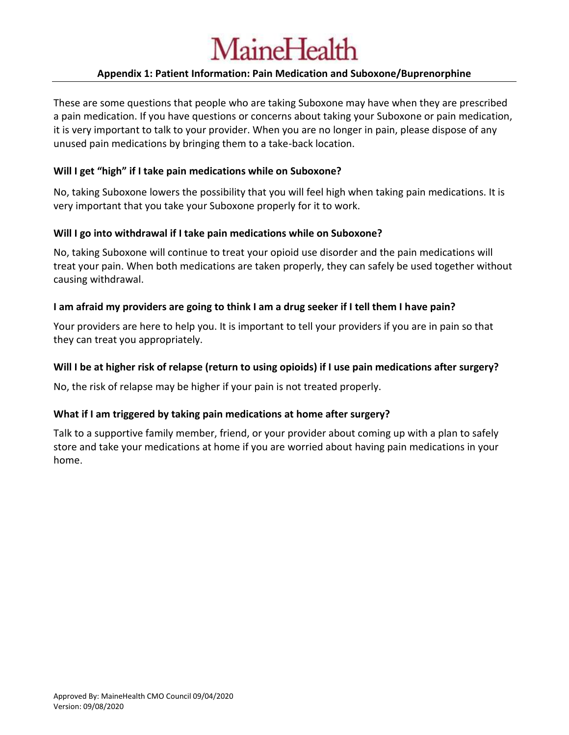# MaineHealth

## Appendix 1: Patient Information: Pain Medication and Suboxone/Buprenorphine

These are some questions that people who are taking Suboxone may have when they are prescribed a pain medication. If you have questions or concerns about taking your Suboxone or pain medication, it is very important to talk to your provider. When you are no longer in pain, please dispose of any unused pain medications by bringing them to a take-back location.

**Will I get "high" if I take pain medications while on Suboxone?**

No, taking Suboxone lowers the possibility that you will feel high when taking pain medications. It is very important that you take your Suboxone properly for it to work.

**Will I go into withdrawal if I take pain medications while on Suboxone?**

No, taking Suboxone will continue to treat your opioid use disorder and the pain medications will treat your pain. When both medications are taken properly, they can safely be used together without causing withdrawal.

**I am afraid my providers are going to think I am a drug seeker if I tell them I have pain?**

Your providers are here to help you. It is important to tell your providers if you are in pain so that they can treat you appropriately.

**Will I be at higher risk of relapse (return to using opioids) if I use pain medications after surgery?**

No, the risk of relapse may be higher if your pain is not treated properly.

**What if I am triggered by taking pain medications at home after surgery?**

Talk to a supportive family member, friend, or your provider about coming up with a plan to safely store and take your medications at home if you are worried about having pain medications in your home.

Approved By: MaineHealth CMO Council 09/04/2020
Version: 09/08/2020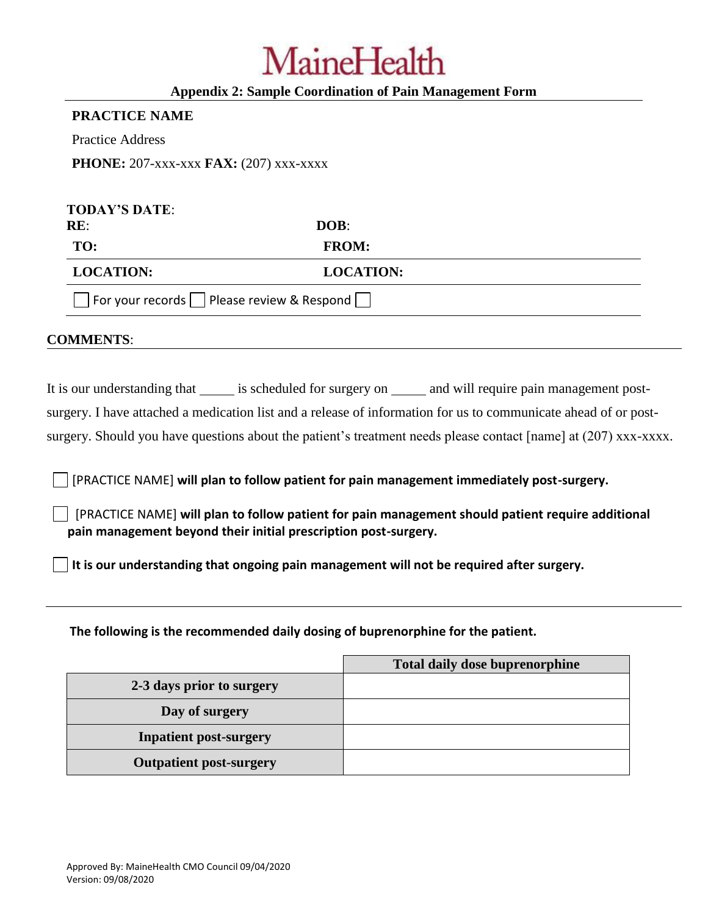MaineHealth

**Appendix 2: Sample Coordination of Pain Management Form**

**PRACTICE NAME**

Practice Address

**PHONE:** 207-xxx-xxx **FAX:** (207) xxx-xxxx

**TODAY'S DATE**:

**RE**: **DOB**:

**TO:** **FROM:**

**LOCATION:** **LOCATION:**

☐ For your records ☐ Please review & Respond ☐

**COMMENTS**:

It is our understanding that _____ is scheduled for surgery on _____ and will require pain management post-surgery. I have attached a medication list and a release of information for us to communicate ahead of or post-surgery. Should you have questions about the patient's treatment needs please contact [name] at (207) xxx-xxxx.

☐ [PRACTICE NAME] **will plan to follow patient for pain management immediately post-surgery.**

☐ [PRACTICE NAME] **will plan to follow patient for pain management should patient require additional pain management beyond their initial prescription post-surgery.**

☐ **It is our understanding that ongoing pain management will not be required after surgery.**

**The following is the recommended daily dosing of buprenorphine for the patient.**

| | Total daily dose buprenorphine |
|---|---|
| **2-3 days prior to surgery** | |
| **Day of surgery** | |
| **Inpatient post-surgery** | |
| **Outpatient post-surgery** | |

Approved By: MaineHealth CMO Council 09/04/2020
Version: 09/08/2020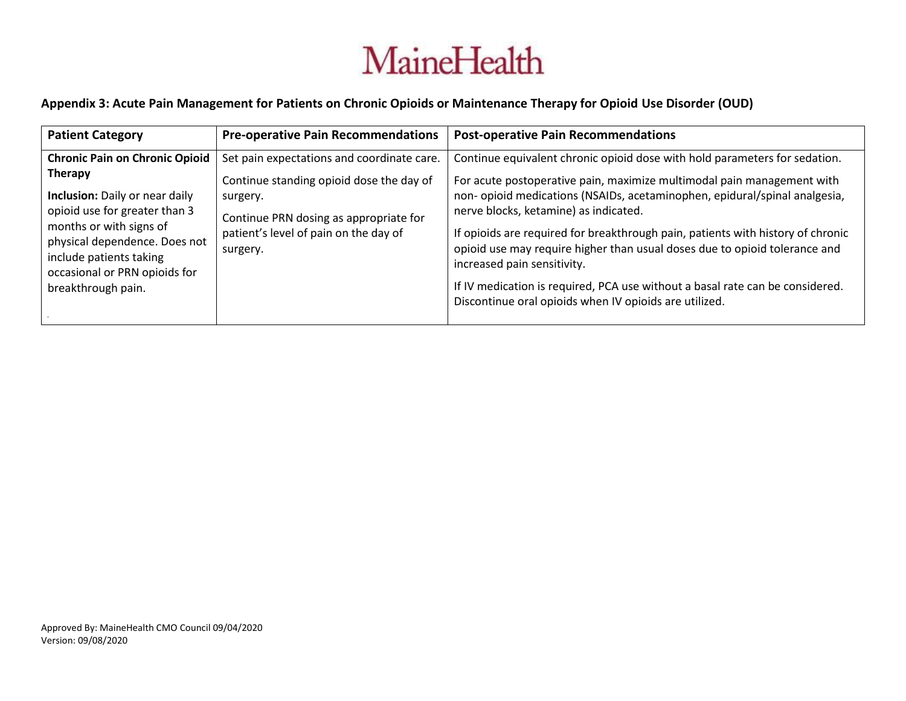**Appendix 3: Acute Pain Management for Patients on Chronic Opioids or Maintenance Therapy for Opioid Use Disorder (OUD)**

| Patient Category | Pre-operative Pain Recommendations | Post-operative Pain Recommendations |
|---|---|---|
| **Chronic Pain on Chronic Opioid Therapy**<br><br>**Inclusion:** Daily or near daily opioid use for greater than 3 months or with signs of physical dependence. Does not include patients taking occasional or PRN opioids for breakthrough pain. | Set pain expectations and coordinate care.<br><br>Continue standing opioid dose the day of surgery.<br><br>Continue PRN dosing as appropriate for patient's level of pain on the day of surgery. | Continue equivalent chronic opioid dose with hold parameters for sedation.<br><br>For acute postoperative pain, maximize multimodal pain management with non- opioid medications (NSAIDs, acetaminophen, epidural/spinal analgesia, nerve blocks, ketamine) as indicated.<br><br>If opioids are required for breakthrough pain, patients with history of chronic opioid use may require higher than usual doses due to opioid tolerance and increased pain sensitivity.<br><br>If IV medication is required, PCA use without a basal rate can be considered. Discontinue oral opioids when IV opioids are utilized. |

Approved By: MaineHealth CMO Council 09/04/2020
Version: 09/08/2020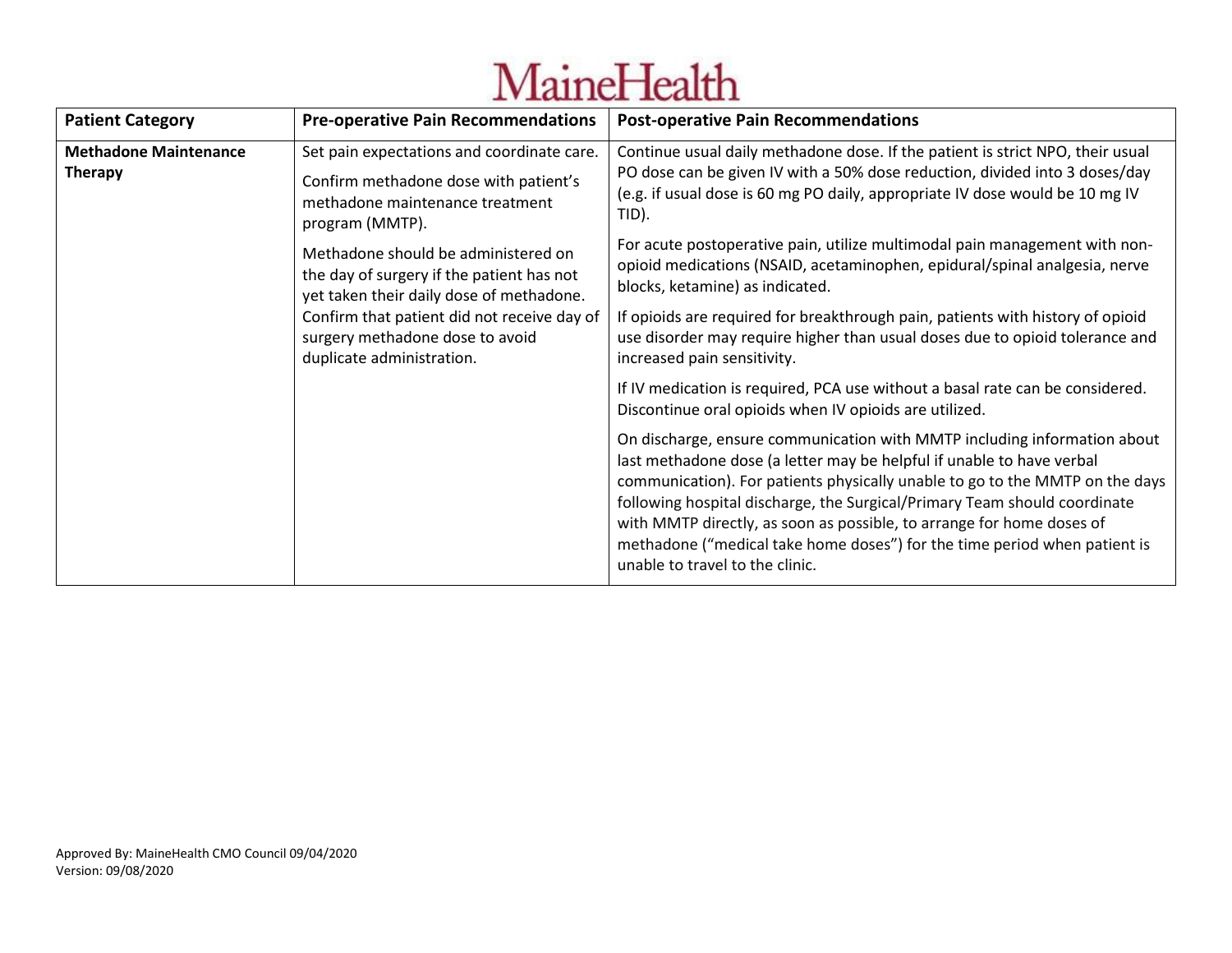| Patient Category | Pre-operative Pain Recommendations | Post-operative Pain Recommendations |
| --- | --- | --- |
| **Methadone Maintenance Therapy** | Set pain expectations and coordinate care.<br><br>Confirm methadone dose with patient's methadone maintenance treatment program (MMTP).<br><br>Methadone should be administered on the day of surgery if the patient has not yet taken their daily dose of methadone. Confirm that patient did not receive day of surgery methadone dose to avoid duplicate administration. | Continue usual daily methadone dose. If the patient is strict NPO, their usual PO dose can be given IV with a 50% dose reduction, divided into 3 doses/day (e.g. if usual dose is 60 mg PO daily, appropriate IV dose would be 10 mg IV TID).<br><br>For acute postoperative pain, utilize multimodal pain management with non-opioid medications (NSAID, acetaminophen, epidural/spinal analgesia, nerve blocks, ketamine) as indicated.<br><br>If opioids are required for breakthrough pain, patients with history of opioid use disorder may require higher than usual doses due to opioid tolerance and increased pain sensitivity.<br><br>If IV medication is required, PCA use without a basal rate can be considered. Discontinue oral opioids when IV opioids are utilized.<br><br>On discharge, ensure communication with MMTP including information about last methadone dose (a letter may be helpful if unable to have verbal communication). For patients physically unable to go to the MMTP on the days following hospital discharge, the Surgical/Primary Team should coordinate with MMTP directly, as soon as possible, to arrange for home doses of methadone ("medical take home doses") for the time period when patient is unable to travel to the clinic. |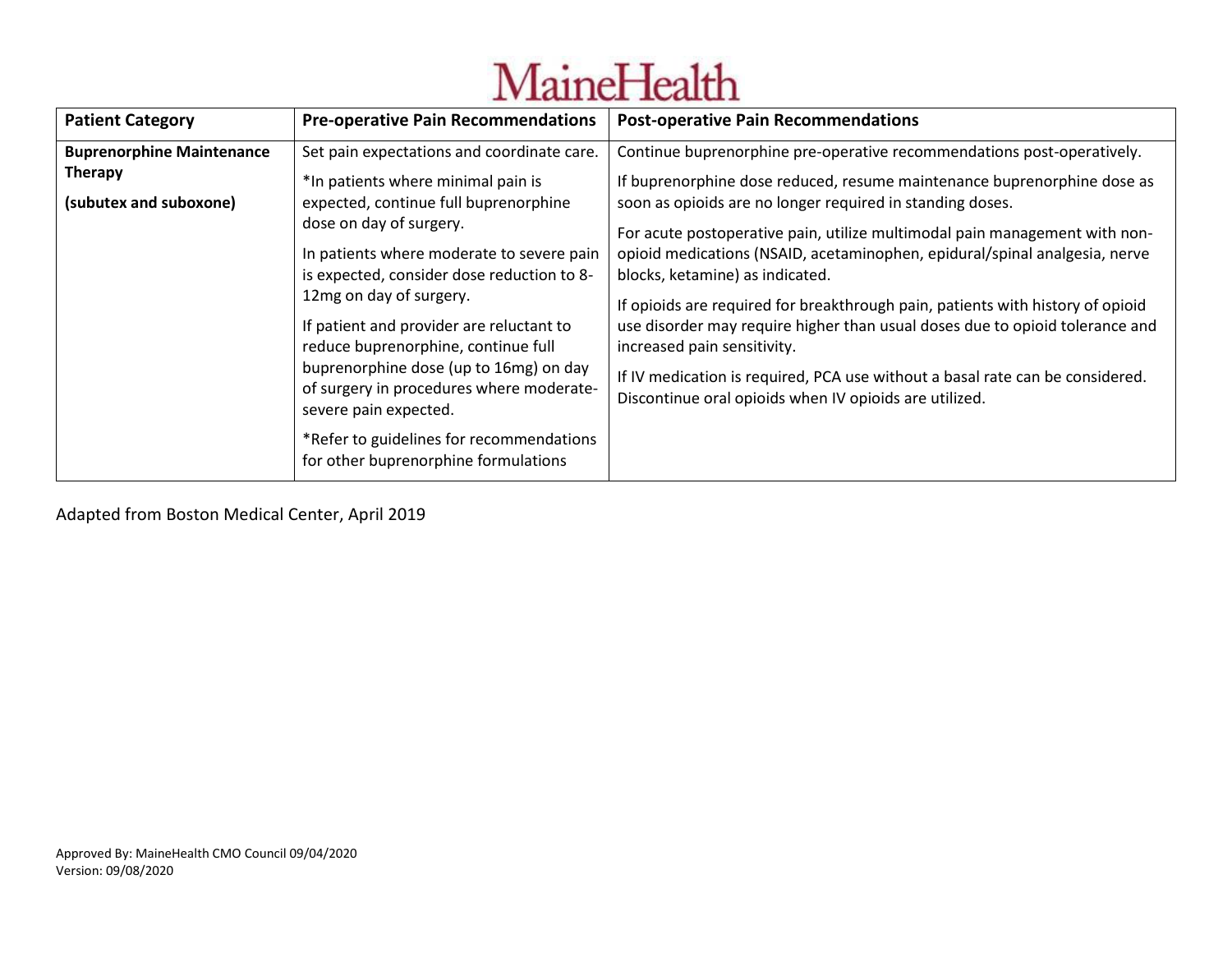| Patient Category | Pre-operative Pain Recommendations | Post-operative Pain Recommendations |
|---|---|---|
| **Buprenorphine Maintenance Therapy**<br><br>**(subutex and suboxone)** | Set pain expectations and coordinate care.<br><br>*In patients where minimal pain is expected, continue full buprenorphine dose on day of surgery.<br><br>In patients where moderate to severe pain is expected, consider dose reduction to 8-12mg on day of surgery.<br><br>If patient and provider are reluctant to reduce buprenorphine, continue full buprenorphine dose (up to 16mg) on day of surgery in procedures where moderate-severe pain expected.<br><br>*Refer to guidelines for recommendations for other buprenorphine formulations | Continue buprenorphine pre-operative recommendations post-operatively.<br><br>If buprenorphine dose reduced, resume maintenance buprenorphine dose as soon as opioids are no longer required in standing doses.<br><br>For acute postoperative pain, utilize multimodal pain management with non-opioid medications (NSAID, acetaminophen, epidural/spinal analgesia, nerve blocks, ketamine) as indicated.<br><br>If opioids are required for breakthrough pain, patients with history of opioid use disorder may require higher than usual doses due to opioid tolerance and increased pain sensitivity.<br><br>If IV medication is required, PCA use without a basal rate can be considered. Discontinue oral opioids when IV opioids are utilized. |

Adapted from Boston Medical Center, April 2019